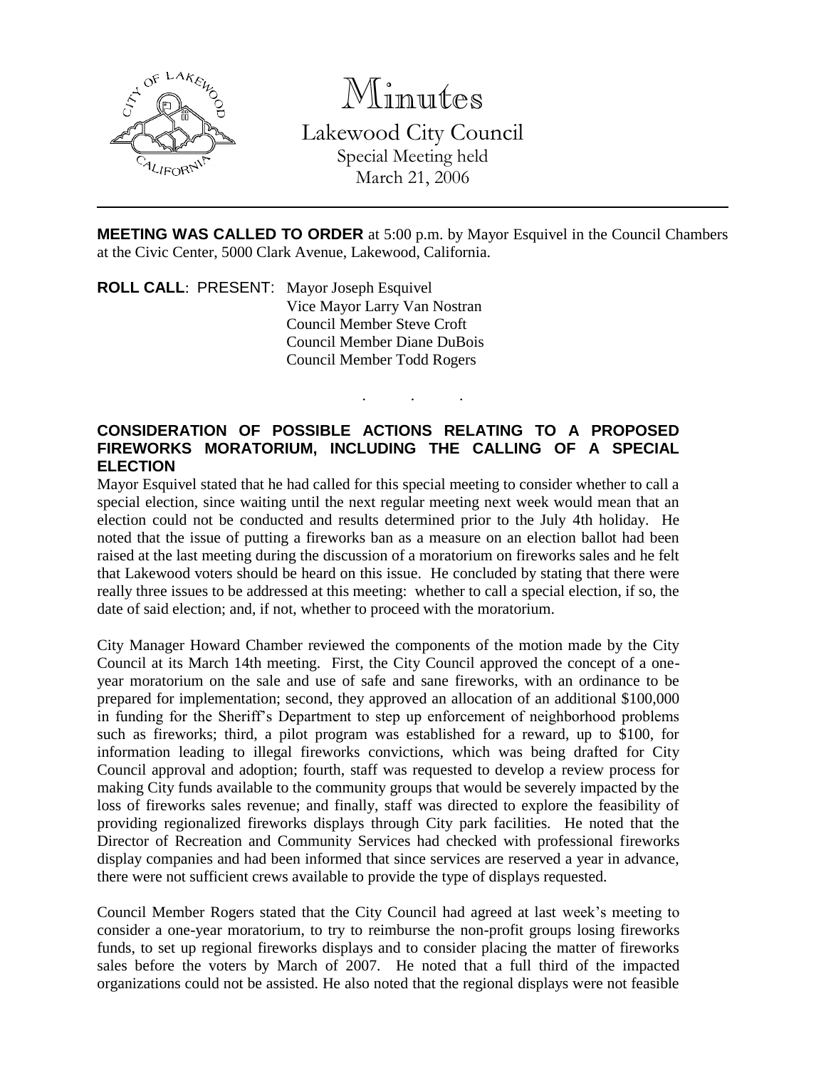# Minutes

Lakewood City Council
Special Meeting held
March 21, 2006

---

**MEETING WAS CALLED TO ORDER** at 5:00 p.m. by Mayor Esquivel in the Council Chambers at the Civic Center, 5000 Clark Avenue, Lakewood, California.

**ROLL CALL**: PRESENT: Mayor Joseph Esquivel
Vice Mayor Larry Van Nostran
Council Member Steve Croft
Council Member Diane DuBois
Council Member Todd Rogers

. . .

**CONSIDERATION OF POSSIBLE ACTIONS RELATING TO A PROPOSED FIREWORKS MORATORIUM, INCLUDING THE CALLING OF A SPECIAL ELECTION**

Mayor Esquivel stated that he had called for this special meeting to consider whether to call a special election, since waiting until the next regular meeting next week would mean that an election could not be conducted and results determined prior to the July 4th holiday. He noted that the issue of putting a fireworks ban as a measure on an election ballot had been raised at the last meeting during the discussion of a moratorium on fireworks sales and he felt that Lakewood voters should be heard on this issue. He concluded by stating that there were really three issues to be addressed at this meeting: whether to call a special election, if so, the date of said election; and, if not, whether to proceed with the moratorium.

City Manager Howard Chamber reviewed the components of the motion made by the City Council at its March 14th meeting. First, the City Council approved the concept of a one-year moratorium on the sale and use of safe and sane fireworks, with an ordinance to be prepared for implementation; second, they approved an allocation of an additional $100,000 in funding for the Sheriff's Department to step up enforcement of neighborhood problems such as fireworks; third, a pilot program was established for a reward, up to $100, for information leading to illegal fireworks convictions, which was being drafted for City Council approval and adoption; fourth, staff was requested to develop a review process for making City funds available to the community groups that would be severely impacted by the loss of fireworks sales revenue; and finally, staff was directed to explore the feasibility of providing regionalized fireworks displays through City park facilities. He noted that the Director of Recreation and Community Services had checked with professional fireworks display companies and had been informed that since services are reserved a year in advance, there were not sufficient crews available to provide the type of displays requested.

Council Member Rogers stated that the City Council had agreed at last week's meeting to consider a one-year moratorium, to try to reimburse the non-profit groups losing fireworks funds, to set up regional fireworks displays and to consider placing the matter of fireworks sales before the voters by March of 2007. He noted that a full third of the impacted organizations could not be assisted. He also noted that the regional displays were not feasible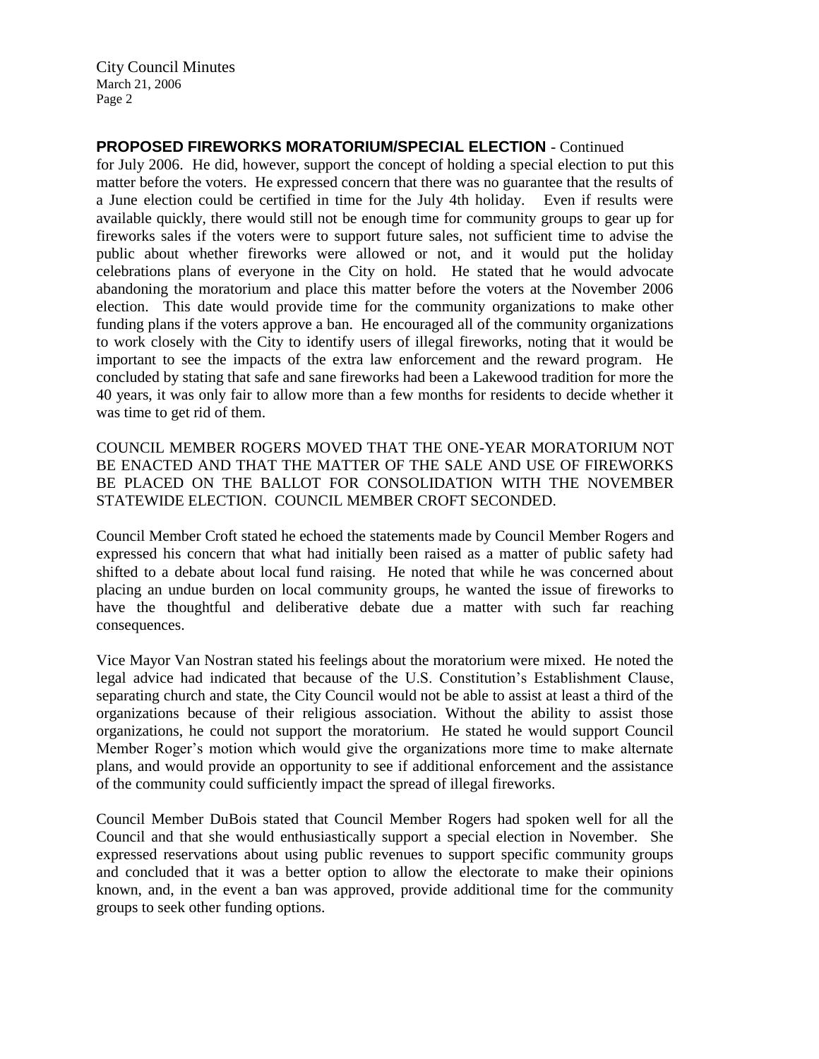**PROPOSED FIREWORKS MORATORIUM/SPECIAL ELECTION** - Continued

for July 2006. He did, however, support the concept of holding a special election to put this matter before the voters. He expressed concern that there was no guarantee that the results of a June election could be certified in time for the July 4th holiday. Even if results were available quickly, there would still not be enough time for community groups to gear up for fireworks sales if the voters were to support future sales, not sufficient time to advise the public about whether fireworks were allowed or not, and it would put the holiday celebrations plans of everyone in the City on hold. He stated that he would advocate abandoning the moratorium and place this matter before the voters at the November 2006 election. This date would provide time for the community organizations to make other funding plans if the voters approve a ban. He encouraged all of the community organizations to work closely with the City to identify users of illegal fireworks, noting that it would be important to see the impacts of the extra law enforcement and the reward program. He concluded by stating that safe and sane fireworks had been a Lakewood tradition for more the 40 years, it was only fair to allow more than a few months for residents to decide whether it was time to get rid of them.

COUNCIL MEMBER ROGERS MOVED THAT THE ONE-YEAR MORATORIUM NOT BE ENACTED AND THAT THE MATTER OF THE SALE AND USE OF FIREWORKS BE PLACED ON THE BALLOT FOR CONSOLIDATION WITH THE NOVEMBER STATEWIDE ELECTION. COUNCIL MEMBER CROFT SECONDED.

Council Member Croft stated he echoed the statements made by Council Member Rogers and expressed his concern that what had initially been raised as a matter of public safety had shifted to a debate about local fund raising. He noted that while he was concerned about placing an undue burden on local community groups, he wanted the issue of fireworks to have the thoughtful and deliberative debate due a matter with such far reaching consequences.

Vice Mayor Van Nostran stated his feelings about the moratorium were mixed. He noted the legal advice had indicated that because of the U.S. Constitution's Establishment Clause, separating church and state, the City Council would not be able to assist at least a third of the organizations because of their religious association. Without the ability to assist those organizations, he could not support the moratorium. He stated he would support Council Member Roger's motion which would give the organizations more time to make alternate plans, and would provide an opportunity to see if additional enforcement and the assistance of the community could sufficiently impact the spread of illegal fireworks.

Council Member DuBois stated that Council Member Rogers had spoken well for all the Council and that she would enthusiastically support a special election in November. She expressed reservations about using public revenues to support specific community groups and concluded that it was a better option to allow the electorate to make their opinions known, and, in the event a ban was approved, provide additional time for the community groups to seek other funding options.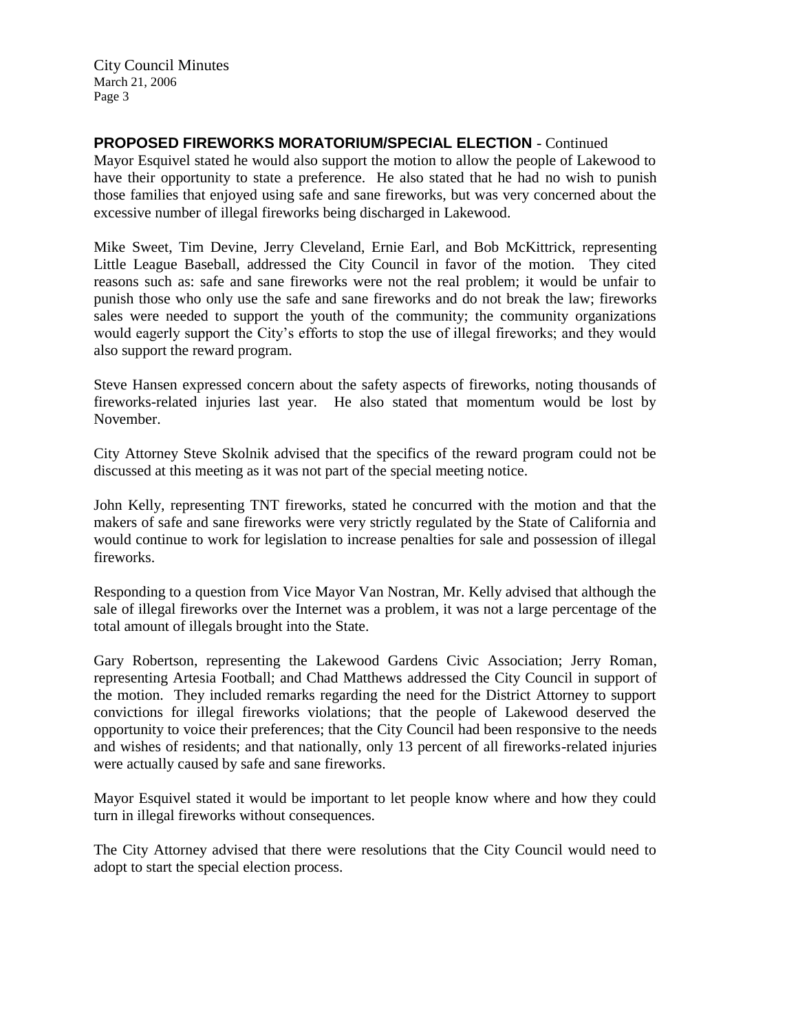**PROPOSED FIREWORKS MORATORIUM/SPECIAL ELECTION** - Continued

Mayor Esquivel stated he would also support the motion to allow the people of Lakewood to have their opportunity to state a preference. He also stated that he had no wish to punish those families that enjoyed using safe and sane fireworks, but was very concerned about the excessive number of illegal fireworks being discharged in Lakewood.

Mike Sweet, Tim Devine, Jerry Cleveland, Ernie Earl, and Bob McKittrick, representing Little League Baseball, addressed the City Council in favor of the motion. They cited reasons such as: safe and sane fireworks were not the real problem; it would be unfair to punish those who only use the safe and sane fireworks and do not break the law; fireworks sales were needed to support the youth of the community; the community organizations would eagerly support the City's efforts to stop the use of illegal fireworks; and they would also support the reward program.

Steve Hansen expressed concern about the safety aspects of fireworks, noting thousands of fireworks-related injuries last year. He also stated that momentum would be lost by November.

City Attorney Steve Skolnik advised that the specifics of the reward program could not be discussed at this meeting as it was not part of the special meeting notice.

John Kelly, representing TNT fireworks, stated he concurred with the motion and that the makers of safe and sane fireworks were very strictly regulated by the State of California and would continue to work for legislation to increase penalties for sale and possession of illegal fireworks.

Responding to a question from Vice Mayor Van Nostran, Mr. Kelly advised that although the sale of illegal fireworks over the Internet was a problem, it was not a large percentage of the total amount of illegals brought into the State.

Gary Robertson, representing the Lakewood Gardens Civic Association; Jerry Roman, representing Artesia Football; and Chad Matthews addressed the City Council in support of the motion. They included remarks regarding the need for the District Attorney to support convictions for illegal fireworks violations; that the people of Lakewood deserved the opportunity to voice their preferences; that the City Council had been responsive to the needs and wishes of residents; and that nationally, only 13 percent of all fireworks-related injuries were actually caused by safe and sane fireworks.

Mayor Esquivel stated it would be important to let people know where and how they could turn in illegal fireworks without consequences.

The City Attorney advised that there were resolutions that the City Council would need to adopt to start the special election process.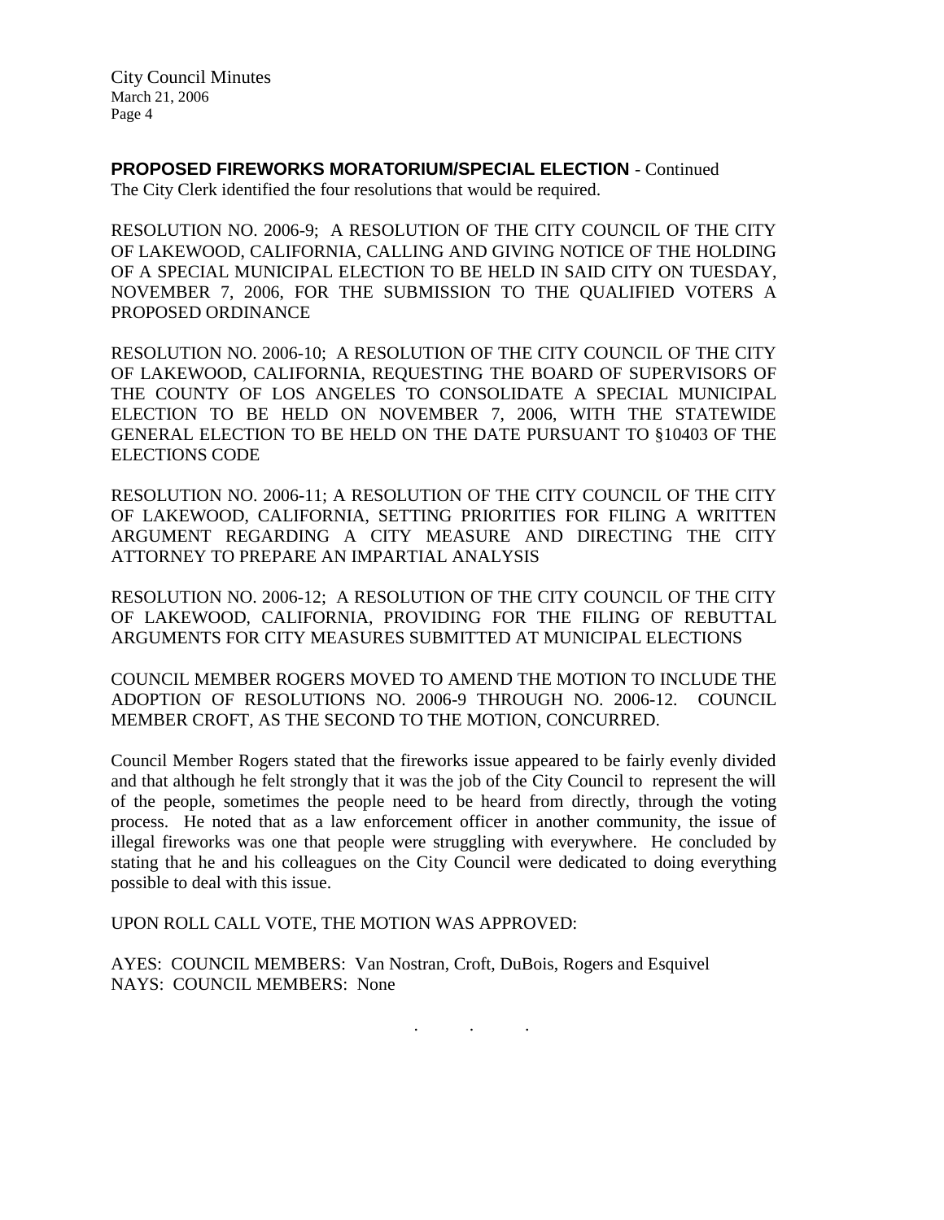**PROPOSED FIREWORKS MORATORIUM/SPECIAL ELECTION** - Continued
The City Clerk identified the four resolutions that would be required.

RESOLUTION NO. 2006-9; A RESOLUTION OF THE CITY COUNCIL OF THE CITY OF LAKEWOOD, CALIFORNIA, CALLING AND GIVING NOTICE OF THE HOLDING OF A SPECIAL MUNICIPAL ELECTION TO BE HELD IN SAID CITY ON TUESDAY, NOVEMBER 7, 2006, FOR THE SUBMISSION TO THE QUALIFIED VOTERS A PROPOSED ORDINANCE

RESOLUTION NO. 2006-10; A RESOLUTION OF THE CITY COUNCIL OF THE CITY OF LAKEWOOD, CALIFORNIA, REQUESTING THE BOARD OF SUPERVISORS OF THE COUNTY OF LOS ANGELES TO CONSOLIDATE A SPECIAL MUNICIPAL ELECTION TO BE HELD ON NOVEMBER 7, 2006, WITH THE STATEWIDE GENERAL ELECTION TO BE HELD ON THE DATE PURSUANT TO §10403 OF THE ELECTIONS CODE

RESOLUTION NO. 2006-11; A RESOLUTION OF THE CITY COUNCIL OF THE CITY OF LAKEWOOD, CALIFORNIA, SETTING PRIORITIES FOR FILING A WRITTEN ARGUMENT REGARDING A CITY MEASURE AND DIRECTING THE CITY ATTORNEY TO PREPARE AN IMPARTIAL ANALYSIS

RESOLUTION NO. 2006-12; A RESOLUTION OF THE CITY COUNCIL OF THE CITY OF LAKEWOOD, CALIFORNIA, PROVIDING FOR THE FILING OF REBUTTAL ARGUMENTS FOR CITY MEASURES SUBMITTED AT MUNICIPAL ELECTIONS

COUNCIL MEMBER ROGERS MOVED TO AMEND THE MOTION TO INCLUDE THE ADOPTION OF RESOLUTIONS NO. 2006-9 THROUGH NO. 2006-12. COUNCIL MEMBER CROFT, AS THE SECOND TO THE MOTION, CONCURRED.

Council Member Rogers stated that the fireworks issue appeared to be fairly evenly divided and that although he felt strongly that it was the job of the City Council to represent the will of the people, sometimes the people need to be heard from directly, through the voting process. He noted that as a law enforcement officer in another community, the issue of illegal fireworks was one that people were struggling with everywhere. He concluded by stating that he and his colleagues on the City Council were dedicated to doing everything possible to deal with this issue.

UPON ROLL CALL VOTE, THE MOTION WAS APPROVED:

AYES: COUNCIL MEMBERS: Van Nostran, Croft, DuBois, Rogers and Esquivel
NAYS: COUNCIL MEMBERS: None

. . .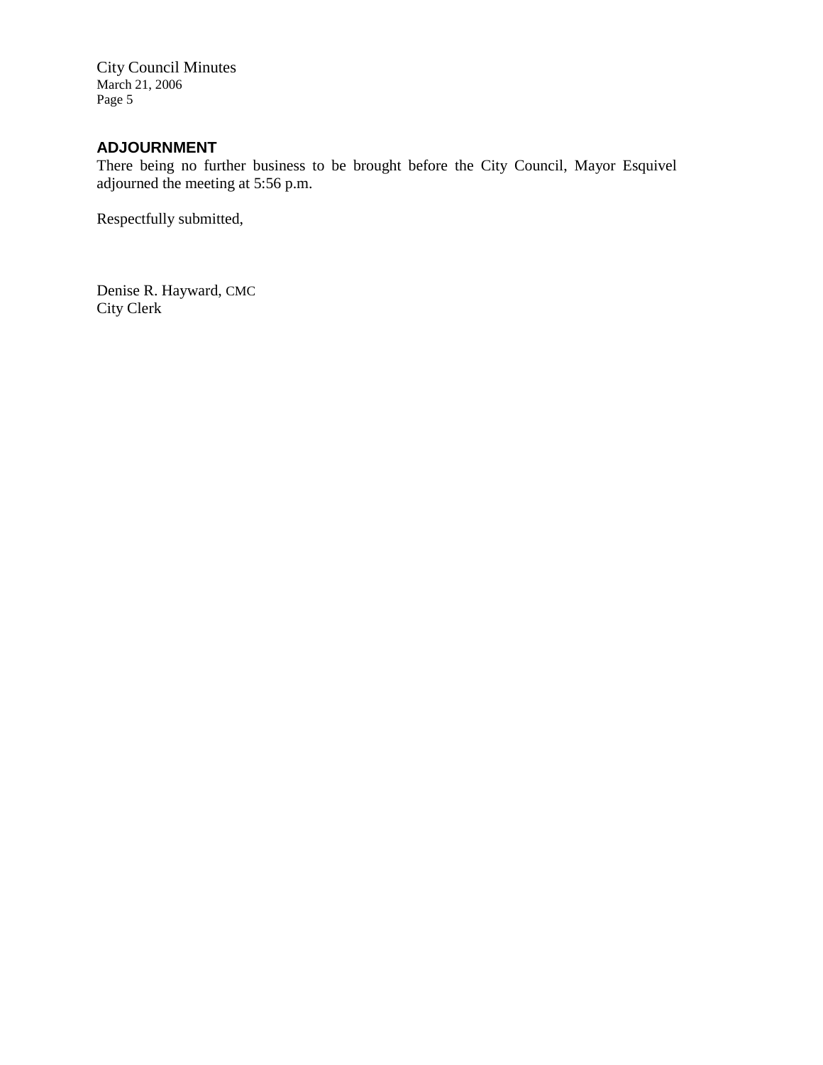## ADJOURNMENT

There being no further business to be brought before the City Council, Mayor Esquivel adjourned the meeting at 5:56 p.m.

Respectfully submitted,

Denise R. Hayward, CMC
City Clerk